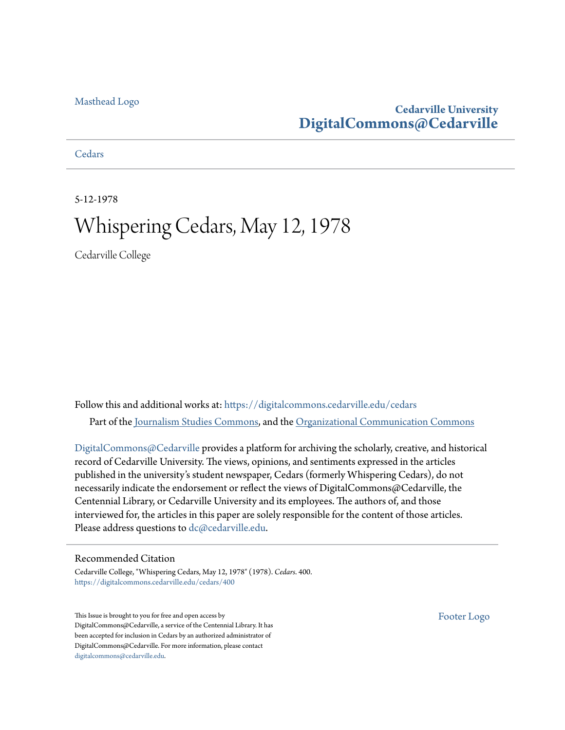Masthead Logo

**Cedarville University**
**DigitalCommons@Cedarville**

Cedars

5-12-1978

# Whispering Cedars, May 12, 1978

Cedarville College

Follow this and additional works at: https://digitalcommons.cedarville.edu/cedars

Part of the Journalism Studies Commons, and the Organizational Communication Commons

DigitalCommons@Cedarville provides a platform for archiving the scholarly, creative, and historical record of Cedarville University. The views, opinions, and sentiments expressed in the articles published in the university's student newspaper, Cedars (formerly Whispering Cedars), do not necessarily indicate the endorsement or reflect the views of DigitalCommons@Cedarville, the Centennial Library, or Cedarville University and its employees. The authors of, and those interviewed for, the articles in this paper are solely responsible for the content of those articles. Please address questions to dc@cedarville.edu.

## Recommended Citation

Cedarville College, "Whispering Cedars, May 12, 1978" (1978). *Cedars*. 400.
https://digitalcommons.cedarville.edu/cedars/400

This Issue is brought to you for free and open access by DigitalCommons@Cedarville, a service of the Centennial Library. It has been accepted for inclusion in Cedars by an authorized administrator of DigitalCommons@Cedarville. For more information, please contact digitalcommons@cedarville.edu.

Footer Logo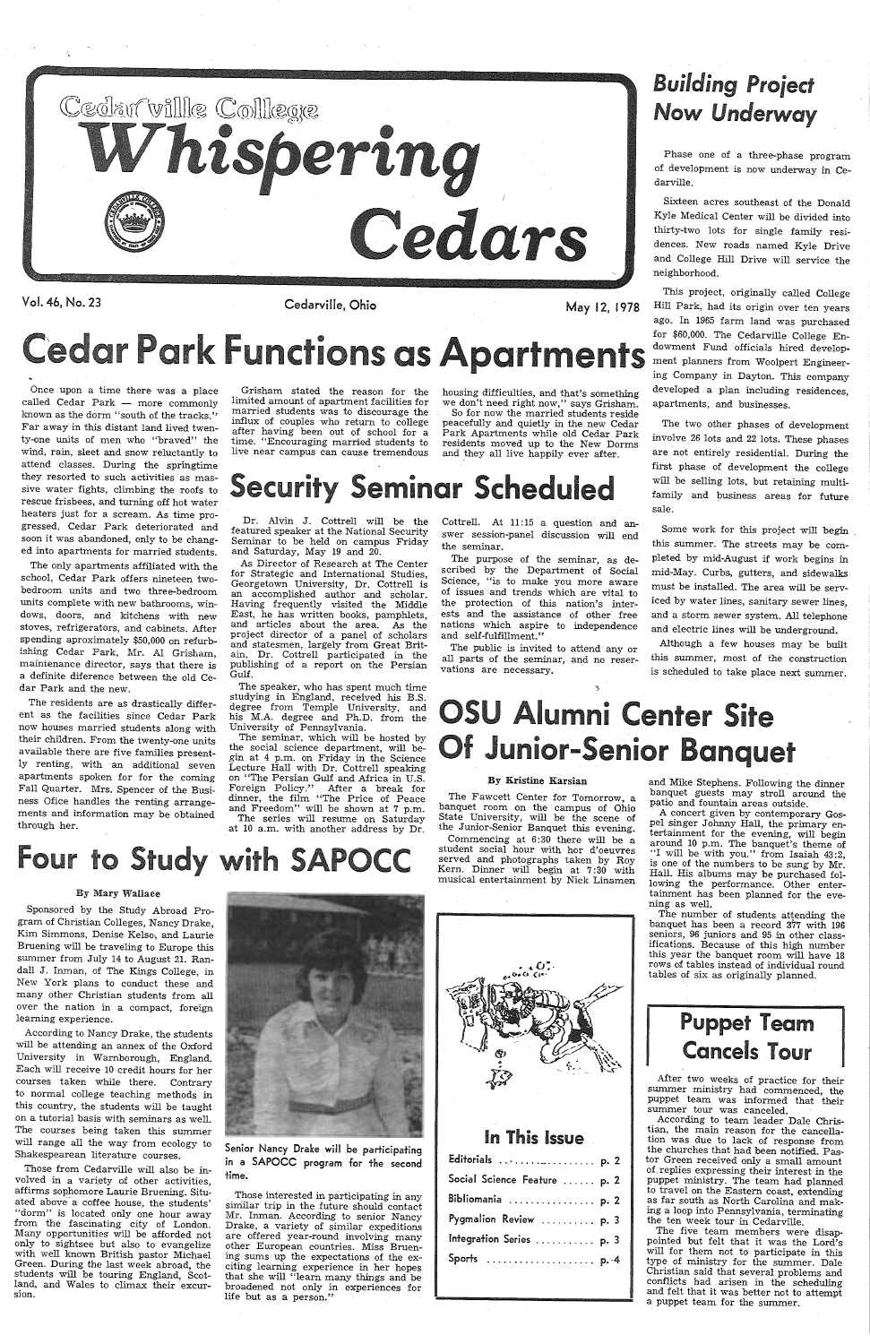# Cedarville College Whispering Cedars

Vol. 46, No. 23 — Cedarville, Ohio — May 12, 1978

## Cedar Park Functions as Apartments

Once upon a time there was a place called Cedar Park — more commonly known as the dorm "south of the tracks." Far away in this distant land lived twenty-one units of men who "braved" the wind, rain, sleet and snow reluctantly to attend classes. During the springtime they resorted to such activities as massive water fights, climbing the roofs to rescue frisbees, and turning off hot water heaters just for a scream. As time progressed, Cedar Park deteriorated and soon it was abandoned, only to be changed into apartments for married students.

The only apartments affiliated with the school, Cedar Park offers nineteen two-bedroom units and two three-bedroom units complete with new bathrooms, windows, doors, and kitchens with new stoves, refrigerators, and cabinets. After spending approximately $50,000 on refurbishing Cedar Park, Mr. Al Grisham, maintenance director, says that there is a definite difference between the old Cedar Park and the new.

The residents are as drastically different as the facilities since Cedar Park now houses married students along with their children. From the twenty-one units available there are five families presently renting, with an additional seven apartments spoken for for the coming Fall Quarter. Mrs. Spencer of the Business Office handles the renting arrangements and information may be obtained through her.

Grisham stated the reason for the limited amount of apartment facilities for married students was to discourage the influx of couples who return to college after having been out of school for a time. "Encouraging married students to live near campus can cause tremendous housing difficulties, and that's something we don't need right now," says Grisham.

So for now the married students reside peacefully and quietly in the new Cedar Park Apartments while old Cedar Park residents moved up to the New Dorms and they all live happily ever after.

## Security Seminar Scheduled

Dr. Alvin J. Cottrell will be the featured speaker at the National Security Seminar to be held on campus Friday and Saturday, May 19 and 20.

As Director of Research at The Center for Strategic and International Studies, Georgetown University, Dr. Cottrell is an accomplished author and scholar. Having frequently visited the Middle East, he has written books, pamphlets, and articles about the area. As the project director of a panel of scholars and statesmen, largely from Great Britain, Dr. Cottrell participated in the publishing of a report on the Persian Gulf.

The speaker, who has spent much time studying in England, received his B.S. degree from Temple University, and his M.A. degree and Ph.D. from the University of Pennsylvania.

The seminar, which will be hosted by the social science department, will begin at 4 p.m. on Friday in the Science Lecture Hall with Dr. Cottrell speaking on "The Persian Gulf and Africa in U.S. Foreign Policy." After a break for dinner, the film "The Price of Peace and Freedom" will be shown at 7 p.m. The series will resume on Saturday at 10 a.m. with another address by Dr. Cottrell. At 11:15 a question and answer session-panel discussion will end the seminar.

The purpose of the seminar, as described by the Department of Social Science, "is to make you more aware of issues and trends which are vital to the protection of this nation's interests and the assistance of other free nations which aspire to independence and self-fulfillment."

The public is invited to attend any or all parts of the seminar, and no reservations are necessary.

## Building Project Now Underway

Phase one of a three-phase program of development is now underway in Cedarville.

Sixteen acres southeast of the Donald Kyle Medical Center will be divided into thirty-two lots for single family residences. New roads named Kyle Drive and College Hill Drive will service the neighborhood.

This project, originally called College Hill Park, had its origin over ten years ago. In 1965 farm land was purchased for $60,000. The Cedarville College Endowment Fund officials hired development planners from Woolpert Engineering Company in Dayton. This company developed a plan including residences, apartments, and businesses.

The two other phases of development involve 26 lots and 22 lots. These phases are not entirely residential. During the first phase of development the college will be selling lots, but retaining multi-family and business areas for future sale.

Some work for this project will begin this summer. The streets may be completed by mid-August if work begins in mid-May. Curbs, gutters, and sidewalks must be installed. The area will be serviced by water lines, sanitary sewer lines, and a storm sewer system. All telephone and electric lines will be underground.

Although a few houses may be built this summer, most of the construction is scheduled to take place next summer.

## Four to Study with SAPOCC

**By Mary Wallace**

Sponsored by the Study Abroad Program of Christian Colleges, Nancy Drake, Kim Simmons, Denise Kelso, and Laurie Bruening will be traveling to Europe this summer from July 14 to August 21. Randall J. Inman, of The Kings College, in New York plans to conduct these and many other Christian students from all over the nation in a compact, foreign learning experience.

According to Nancy Drake, the students will be attending an annex of the Oxford University in Warnborough, England. Each will receive 10 credit hours for her courses taken while there. Contrary to normal college teaching methods in this country, the students will be taught on a tutorial basis with seminars as well. The courses being taken this summer will range all the way from ecology to Shakespearean literature courses.

Those from Cedarville will also be involved in a variety of other activities, affirms sophomore Laurie Bruening. Situated above a coffee house, the students' "dorm" is located only one hour away from the fascinating city of London. Many opportunities will be afforded not only to sightsee but also to evangelize with well known British pastor Michael Green. During the last week abroad, the students will be touring England, Scotland, and Wales to climax their excursion.

Senior Nancy Drake will be participating in a SAPOCC program for the second time.

Those interested in participating in any similar trip in the future should contact Mr. Inman. According to senior Nancy Drake, a variety of similar expeditions are offered year-round involving many other European countries. Miss Bruening sums up the expectations of the exciting learning experience in her hopes that she will "learn many things and be broadened not only in experiences for life but as a person."

## OSU Alumni Center Site Of Junior-Senior Banquet

**By Kristine Karsian**

The Fawcett Center for Tomorrow, a banquet room on the campus of Ohio State University, will be the scene of the Junior-Senior Banquet this evening.

Commencing at 6:30 there will be a student social hour with hor d'oeuvres served and photographs taken by Roy Kern. Dinner will begin at 7:30 with musical entertainment by Nick Linamen and Mike Stephens. Following the dinner banquet guests may stroll around the patio and fountain areas outside.

A concert given by contemporary Gospel singer Johnny Hall, the primary entertainment for the evening, will begin around 10 p.m. The banquet's theme of "I will be with you." from Isaiah 43:2, is one of the numbers to be sung by Mr. Hall. His albums may be purchased following the performance. Other entertainment has been planned for the evening as well.

The number of students attending the banquet has been a record 377 with 196 seniors, 96 juniors and 95 in other classifications. Because of this high number this year the banquet room will have 18 rows of tables instead of individual round tables of six as originally planned.

## In This Issue

| | |
|---|---|
| Editorials | p. 2 |
| Social Science Feature | p. 2 |
| Bibliomania | p. 2 |
| Pygmalion Review | p. 3 |
| Integration Series | p. 3 |
| Sports | p. 4 |

## Puppet Team Cancels Tour

After two weeks of practice for their summer ministry had commenced, the puppet team was informed that their summer tour was canceled.

According to team leader Dale Christian, the main reason for the cancellation was due to lack of response from the churches that had been notified. Pastor Green received only a small amount of replies expressing their interest in the puppet ministry. The team had planned to travel on the Eastern coast, extending as far south as North Carolina and making a loop into Pennsylvania, terminating the ten week tour in Cedarville.

The five team members were disappointed but felt that it was the Lord's will for them not to participate in this type of ministry for the summer. Dale Christian said that several problems and conflicts had arisen in the scheduling and felt that it was better not to attempt a puppet team for the summer.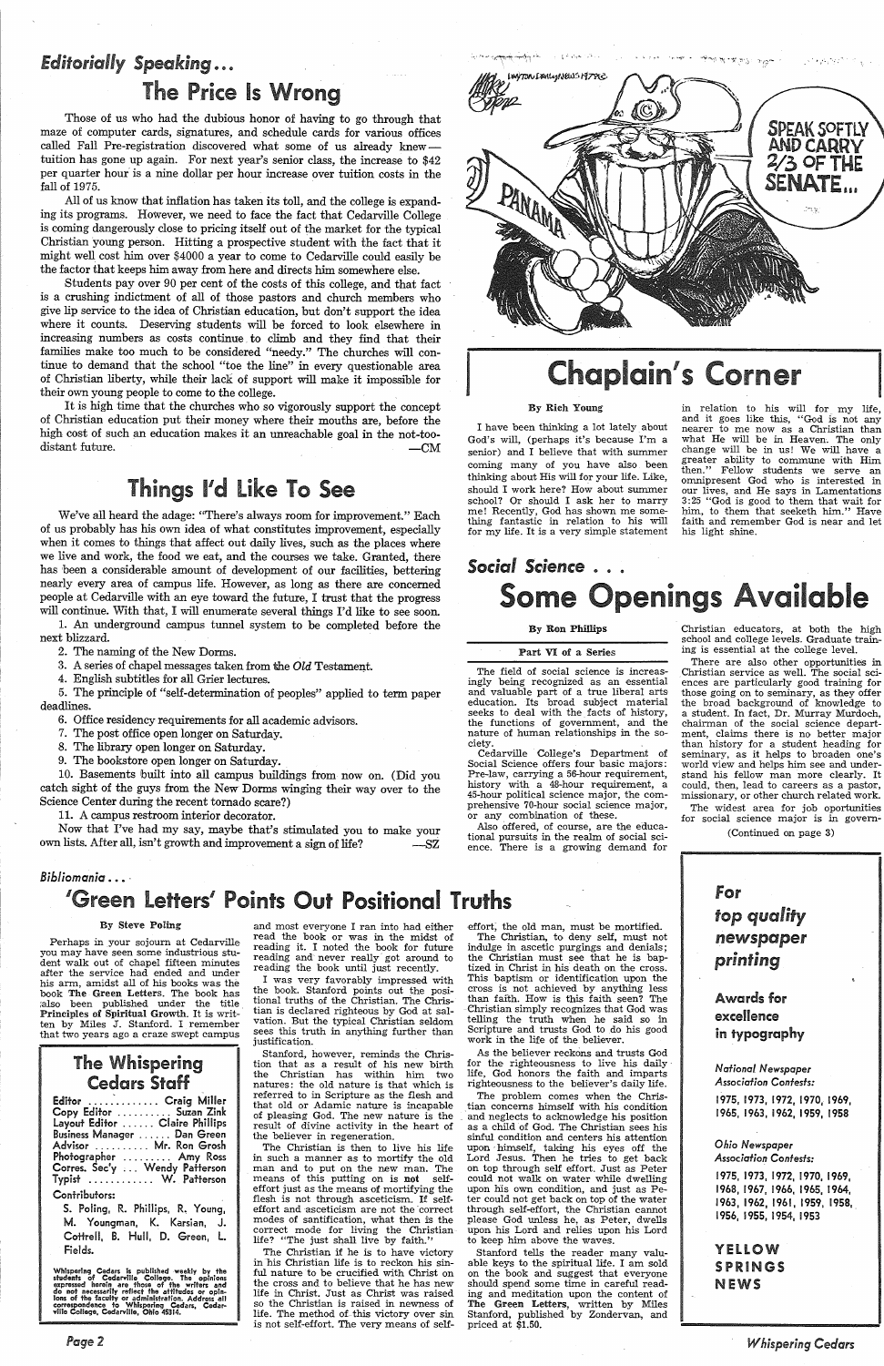*Editorially Speaking...*

## The Price Is Wrong

Those of us who had the dubious honor of having to go through that maze of computer cards, signatures, and schedule cards for various offices called Fall Pre-registration discovered what some of us already knew—tuition has gone up again. For next year's senior class, the increase to $42 per quarter hour is a nine dollar per hour increase over tuition costs in the fall of 1975.

All of us know that inflation has taken its toll, and the college is expanding its programs. However, we need to face the fact that Cedarville College is coming dangerously close to pricing itself out of the market for the typical Christian young person. Hitting a prospective student with the fact that it might well cost him over $4000 a year to come to Cedarville could easily be the factor that keeps him away from here and directs him somewhere else.

Students pay over 90 per cent of the costs of this college, and that fact is a crushing indictment of all of those pastors and church members who give lip service to the idea of Christian education, but don't support the idea where it counts. Deserving students will be forced to look elsewhere in increasing numbers as costs continue to climb and they find that their families make too much to be considered "needy." The churches will continue to demand that the school "toe the line" in every questionable area of Christian liberty, while their lack of support will make it impossible for their own young people to come to the college.

It is high time that the churches who so vigorously support the concept of Christian education put their money where their mouths are, before the high cost of such an education makes it an unreachable goal in the not-too-distant future. —CM

## Things I'd Like To See

We've all heard the adage: "There's always room for improvement." Each of us probably has his own idea of what constitutes improvement, especially when it comes to things that affect out daily lives, such as the places where we live and work, the food we eat, and the courses we take. Granted, there has been a considerable amount of development of our facilities, bettering nearly every area of campus life. However, as long as there are concerned people at Cedarville with an eye toward the future, I trust that the progress will continue. With that, I will enumerate several things I'd like to see soon.

1. An underground campus tunnel system to be completed before the next blizzard.
2. The naming of the New Dorms.
3. A series of chapel messages taken from the *Old* Testament.
4. English subtitles for all Grier lectures.
5. The principle of "self-determination of peoples" applied to term paper deadlines.
6. Office residency requirements for all academic advisors.
7. The post office open longer on Saturday.
8. The library open longer on Saturday.
9. The bookstore open longer on Saturday.
10. Basements built into all campus buildings from now on. (Did you catch sight of the guys from the New Dorms winging their way over to the Science Center during the recent tornado scare?)
11. A campus restroom interior decorator.

Now that I've had my say, maybe that's stimulated you to make your own lists. After all, isn't growth and improvement a sign of life? —SZ

## Chaplain's Corner

**By Rich Young**

I have been thinking a lot lately about God's will, (perhaps it's because I'm a senior) and I believe that with summer coming many of you have also been thinking about His will for your life. Like, should I work here? How about summer school? Or should I ask her to marry me! Recently, God has shown me something fantastic in relation to his will for my life. It is a very simple statement in relation to his will for my life, and it goes like this, "God is not any nearer to me now as a Christian than what He will be in Heaven. The only change will be in us! We will have a greater ability to commune with Him then." Fellow students we serve an omnipresent God who is interested in our lives, and He says in Lamentations 3:25 "God is good to them that wait for him, to them that seeketh him." Have faith and remember God is near and let his light shine.

*Social Science ...*

## Some Openings Available

**By Ron Phillips**

**Part VI of a Series**

The field of social science is increasingly being recognized as an essential and valuable part of a true liberal arts education. Its broad subject material seeks to deal with the facts of history, the functions of government, and the nature of human relationships in the society.

Cedarville College's Department of Social Science offers four basic majors: Pre-law, carrying a 56-hour requirement, history with a 48-hour requirement, a 45-hour political science major, the comprehensive 70-hour social science major, or any combination of these.

Also offered, of course, are the educational pursuits in the realm of social science. There is a growing demand for Christian educators, at both the high school and college levels. Graduate training is essential at the college level.

There are also other opportunities in Christian service as well. The social sciences are particularly good training for those going on to seminary, as they offer the broad background of knowledge to a student. In fact, Dr. Murray Murdoch, chairman of the social science department, claims there is no better major than history for a student heading for seminary, as it helps to broaden one's world view and helps him see and understand his fellow man more clearly. It could, then, lead to careers as a pastor, missionary, or other church related work.

The widest area for job oportunities for social science major is in govern-

(Continued on page 3)

*Bibliomania ...*

## 'Green Letters' Points Out Positional Truths

**By Steve Poling**

Perhaps in your sojourn at Cedarville you may have seen some industrious student walk out of chapel fifteen minutes after the service had ended and under his arm, amidst all of his books was the book **The Green Letters.** The book has also been published under the title **Principles of Spiritual Growth.** It is written by Miles J. Stanford. I remember that two years ago a craze swept campus and most everyone I ran into had either read the book or was in the midst of reading it. I noted the book for future reading and never really got around to reading the book until just recently.

I was very favorably impressed with the book. Stanford points out the positional truths of the Christian. The Christian is declared righteous by God at salvation. But the typical Christian seldom sees this truth in anything further than justification.

Stanford, however, reminds the Christian that as a result of his new birth the Christian has within him two natures: the old nature is that which is referred to in Scripture as the flesh and that old or Adamic nature is incapable of pleasing God. The new nature is the result of divine activity in the heart of the believer in regeneration.

The Christian is then to live his life in such a manner as to mortify the old man and to put on the new man. The means of this putting on is **not** self-effort just as the means of mortifying the flesh is not through asceticism. If self-effort and asceticism are not the correct modes of santification, what then is the correct mode for living the Christian life? "The just shall live by faith."

The Christian if he is to have victory in his Christian life is to reckon his sinful nature to be crucified with Christ on the cross and to believe that he has new life in Christ. Just as Christ was raised so the Christian is raised in newness of life. The method of this victory over sin is not self-effort. The very means of self-effort, the old man, must be mortified.

The Christian, to deny self, must not indulge in ascetic purgings and denials; the Christian must see that he is baptized in Christ in his death on the cross. This baptism or identification upon the cross is not achieved by anything less than faith. How is this faith seen? The Christian simply recognizes that God was telling the truth when he said so in Scripture and trusts God to do his good work in the life of the believer.

As the believer reckons and trusts God for the righteousness to live his daily life, God honors the faith and imparts righteousness to the believer's daily life.

The problem comes when the Christian concerns himself with his condition and neglects to acknowledge his position as a child of God. The Christian sees his sinful condition and centers his attention upon himself, taking his eyes off the Lord Jesus. Then he tries to get back on top through self effort. Just as Peter could not walk on water while dwelling upon his own condition, and just as Peter could not get back on top of the water through self-effort, the Christian cannot please God unless he, as Peter, dwells upon his Lord and relies upon his Lord to keep him above the waves.

Stanford tells the reader many valuable keys to the spiritual life. I am sold on the book and suggest that everyone should spend some time in careful reading and meditation upon the content of **The Green Letters,** written by Miles Stanford, published by Zondervan, and priced at $1.50.

## The Whispering Cedars Staff

Editor ............. Craig Miller
Copy Editor .......... Suzan Zink
Layout Editor ...... Claire Phillips
Business Manager ...... Dan Green
Advisor .......... Mr. Ron Grosh
Photographer .......... Amy Ross
Corres. Sec'y ... Wendy Patterson
Typist ............ W. Patterson

Contributors:

S. Poling, R. Phillips, R. Young, M. Youngman, K. Karsian, J. Cottrell, B. Hull, D. Green, L. Fields.

Whispering Cedars is published weekly by the students of Cedarville College. The opinions expressed herein are those of the writers and do not necessarily reflect the attitudes or opinions of the faculty or administration. Address all correspondence to Whispering Cedars, Cedarville College, Cedarville, Ohio 45314.

*For top quality newspaper printing*

**Awards for excellence in typography**

*National Newspaper Association Contests:*

1975, 1973, 1972, 1970, 1969, 1965, 1963, 1962, 1959, 1958

*Ohio Newspaper Association Contests:*

1975, 1973, 1972, 1970, 1969, 1968, 1967, 1966, 1965, 1964, 1963, 1962, 1961, 1959, 1958, 1956, 1955, 1954, 1953

**YELLOW SPRINGS NEWS**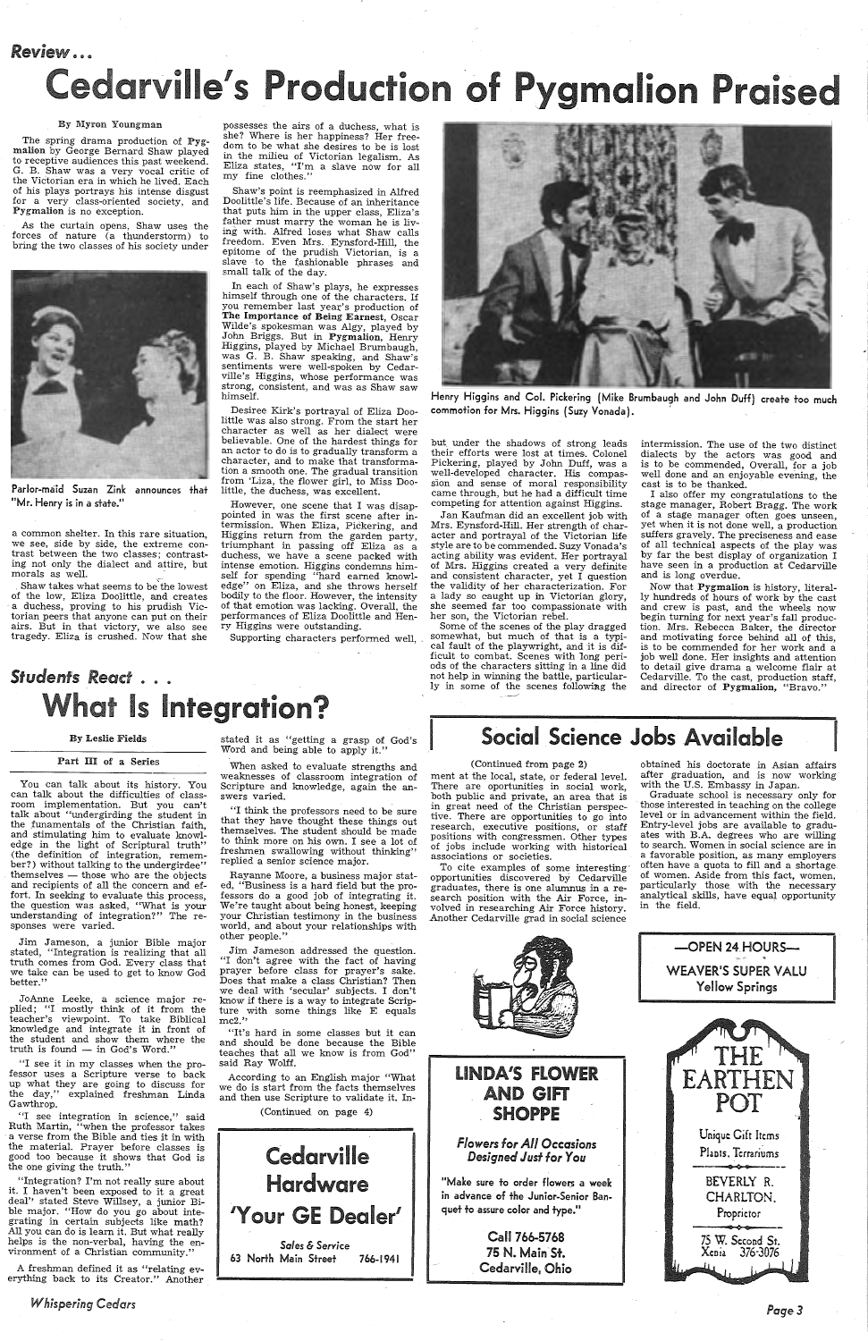*Review...*

# Cedarville's Production of Pygmalion Praised

By Myron Youngman

The spring drama production of **Pygmalion** by George Bernard Shaw played to receptive audiences this past weekend. G. B. Shaw was a very vocal critic of the Victorian era in which he lived. Each of his plays portrays his intense disgust for a very class-oriented society, and **Pygmalion** is no exception.

As the curtain opens, Shaw uses the forces of nature (a thunderstorm) to bring the two classes of his society under a common shelter. In this rare situation, we see, side by side, the extreme contrast between the two classes; contrasting not only the dialect and attire, but morals as well.

Parlor-maid Suzan Zink announces that "Mr. Henry is in a state."

Shaw takes what seems to be the lowest of the low, Eliza Doolittle, and creates a duchess, proving to his prudish Victorian peers that anyone can put on their airs. But in that victory, we also see tragedy. Eliza is crushed. Now that she possesses the airs of a duchess, what is she? Where is her happiness? Her freedom to be what she desires to be is lost in the milieu of Victorian legalism. As Eliza states, "I'm a slave now for all my fine clothes."

Shaw's point is reemphasized in Alfred Doolittle's life. Because of an inheritance that puts him in the upper class, Eliza's father must marry the woman he is living with. Alfred loses what Shaw calls freedom. Even Mrs. Eynsford-Hill, the epitome of the prudish Victorian, is a slave to the fashionable phrases and small talk of the day.

In each of Shaw's plays, he expresses himself through one of the characters. If you remember last year's production of **The Importance of Being Earnest**, Oscar Wilde's spokesman was Algy, played by John Briggs. But in **Pygmalion**, Henry Higgins, played by Michael Brumbaugh, was G. B. Shaw speaking, and Shaw's sentiments were well-spoken by Cedarville's Higgins, whose performance was strong, consistent, and was as Shaw saw himself.

Desiree Kirk's portrayal of Eliza Doolittle was also strong. From the start her character as well as her dialect were believable. One of the hardest things for an actor to do is to gradually transform a character, and to make that transformation a smooth one. The gradual transition from 'Liza, the flower girl, to Miss Doolittle, the duchess, was excellent.

However, one scene that I was disappointed in was the first scene after intermission. When Eliza, Pickering, and Higgins return from the garden party, triumphant in passing off Eliza as a duchess, we have a scene packed with intense emotion. Higgins condemns himself for spending "hard earned knowledge" on Eliza, and she throws herself bodily to the floor. However, the intensity of that emotion was lacking. Overall, the performances of Eliza Doolittle and Henry Higgins were outstanding.

Supporting characters performed well, but under the shadows of strong leads their efforts were lost at times. Colonel Pickering, played by John Duff, was a well-developed character. His compassion and sense of moral responsibility came through, but he had a difficult time competing for attention against Higgins.

Henry Higgins and Col. Pickering (Mike Brumbaugh and John Duff) create too much commotion for Mrs. Higgins (Suzy Vonada).

Jan Kaufman did an excellent job with Mrs. Eynsford-Hill. Her strength of character and portrayal of the Victorian life style are to be commended. Suzy Vonada's acting ability was evident. Her portrayal of Mrs. Higgins created a very definite and consistent character, yet I question the validity of her characterization. For a lady so caught up in Victorian glory, she seemed far too compassionate with her son, the Victorian rebel.

Some of the scenes of the play dragged somewhat, but much of that is a typical fault of the playwright, and it is difficult to combat. Scenes with long periods of the characters sitting in a line did not help in winning the battle, particularly in some of the scenes following the intermission. The use of the two distinct dialects by the actors was good and is to be commended. Overall, for a job well done and an enjoyable evening, the cast is to be thanked.

I also offer my congratulations to the stage manager, Robert Bragg. The work of a stage manager often goes unseen, yet when it is not done well, a production suffers gravely. The preciseness and ease of all technical aspects of the play was by far the best display of organization I have seen in a production at Cedarville and is long overdue.

Now that **Pygmalion** is history, literally hundreds of hours of work by the cast and crew is past, and the wheels now begin turning for next year's fall production. Mrs. Rebecca Baker, the director and motivating force behind all of this, is to be commended for her work and a job well done. Her insights and attention to detail give drama a welcome flair at Cedarville. To the cast, production staff, and director of **Pygmalion**, "Bravo."

*Students React...*

# What Is Integration?

By Leslie Fields

**Part III of a Series**

You can talk about its history. You can talk about the difficulties of classroom implementation. But you can't talk about "undergirding the student in the funamentals of the Christian faith, and stimulating him to evaluate knowledge in the light of Scriptural truth" (the definition of integration, remember?) without talking to the undergirdee" themselves — those who are the objects and recipients of all the concern and effort. In seeking to evaluate this process, the question was asked, "What is your understanding of integration?" The responses were varied.

Jim Jameson, a junior Bible major stated, "Integration is realizing that all truth comes from God. Every class that we take can be used to get to know God better."

JoAnne Leeke, a science major replied; "I mostly think of it from the teacher's viewpoint. To take Biblical knowledge and integrate it in front of the student and show them where the truth is found — in God's Word."

"I see it in my classes when the professor uses a Scripture verse to back up what they are going to discuss for the day," explained freshman Linda Gawthrop.

"I see integration in science," said Ruth Martin, "when the professor takes a verse from the Bible and ties it in with the material. Prayer before classes is good too because it shows that God is the one giving the truth."

"Integration? I'm not really sure about it. I haven't been exposed to it a great deal" stated Steve Willsey, a junior Bible major. "How do you go about integrating in certain subjects like math? All you can do is learn it. But what really helps is the non-verbal, having the environment of a Christian community."

A freshman defined it as "relating everything back to its Creator." Another stated it as "getting a grasp of God's Word and being able to apply it."

When asked to evaluate strengths and weaknesses of classroom integration of Scripture and knowledge, again the answers varied.

"I think the professors need to be sure that they have thought these things out themselves. The student should be made to think more on his own. I see a lot of freshmen swallowing without thinking" replied a senior science major.

Rayanne Moore, a business major stated, "Business is a hard field but the professors do a good job of integrating it. We're taught about being honest, keeping your Christian testimony in the business world, and about your relationships with other people."

Jim Jameson addressed the question. "I don't agree with the fact of having prayer before class for prayer's sake. Does that make a class Christian? Then we deal with 'secular' subjects. I don't know if there is a way to integrate Scripture with some things like E equals mc2."

"It's hard in some classes but it can and should be done because the Bible teaches that all we know is from God" said Ray Wolff.

According to an English major "What we do is start from the facts themselves and then use Scripture to validate it. In-

(Continued on page 4)

# Social Science Jobs Available

(Continued from page 2)

ment at the local, state, or federal level. There are opportunities in social work, both public and private, an area that is in great need of the Christian perspective. There are opportunities to go into research, executive positions, or staff positions with congressmen. Other types of jobs include working with historical associations or societies.

To cite examples of some interesting opportunities discovered by Cedarville graduates, there is one alumnus in a research position with the Air Force, involved in researching Air Force history. Another Cedarville grad in social science obtained his doctorate in Asian affairs after graduation, and is now working with the U.S. Embassy in Japan.

Graduate school is necessary only for those interested in teaching on the college level or in advancement within the field. Entry-level jobs are available to graduates with B.A. degrees who are willing to search. Women in social science are in a favorable position, as many employers often have a quota to fill and a shortage of women. Aside from this fact, women, particularly those with the necessary analytical skills, have equal opportunity in the field.

**Cedarville Hardware**
**'Your GE Dealer'**
*Sales & Service*
63 North Main Street 766-1941

**LINDA'S FLOWER AND GIFT SHOPPE**
*Flowers for All Occasions Designed Just for You*
"Make sure to order flowers a week in advance of the Junior-Senior Banquet to assure color and type."
Call 766-5768
75 N. Main St.
Cedarville, Ohio

**—OPEN 24 HOURS—**
**WEAVER'S SUPER VALU**
Yellow Springs

**THE EARTHEN POT**
Unique Gift Items
Plants, Terrariums
BEVERLY R. CHARLTON, Proprietor
75 W. Second St.
Xenia 376-3076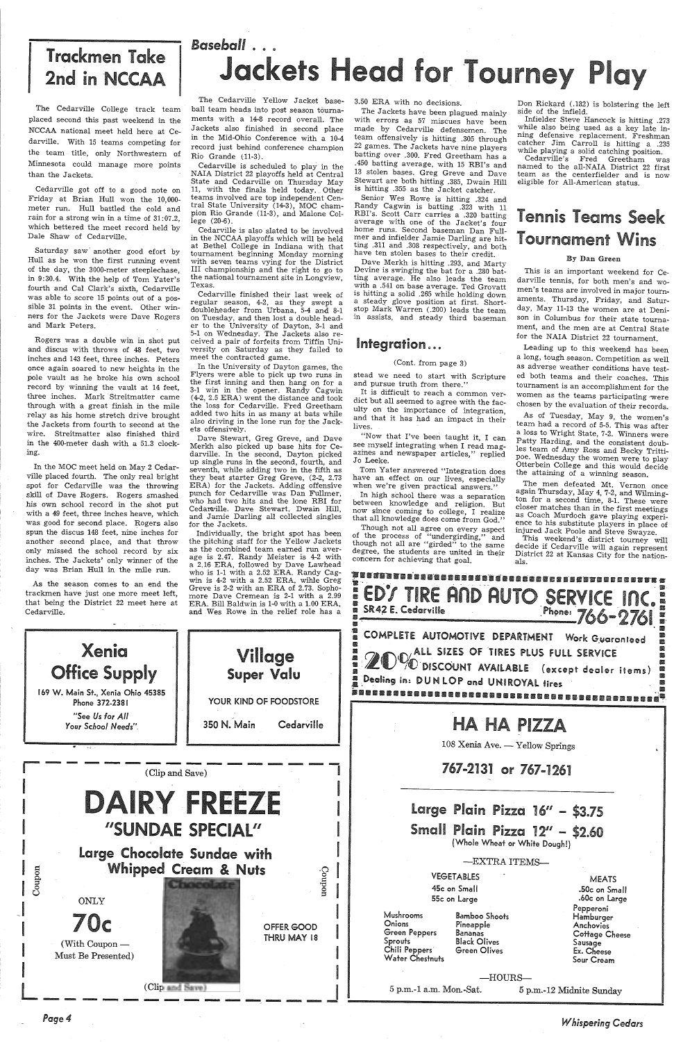## Trackmen Take 2nd in NCCAA

The Cedarville College track team placed second this past weekend in the NCCAA national meet held here at Cedarville. With 15 teams competing for the team title, only Northwestern of Minnesota could manage more points than the Jackets.

Cedarville got off to a good note on Friday at Brian Hull won the 10,000-meter run. Hull battled the cold and rain for a strong win in a time of 31:07.2, which bettered the meet record held by Dale Shaw of Cedarville.

Saturday saw another good efort by Hull as he won the first running event of the day, the 3000-meter steeplechase, in 9:30.4. With the help of Tom Yater's fourth and Cal Clark's sixth, Cedarville was able to score 15 points out of a possible 31 points in the event. Other winners for the Jackets were Dave Rogers and Mark Peters.

Rogers was a double win in shot put and discus with throws of 48 feet, two inches and 143 feet, three inches. Peters once again soared to new heights in the pole vault as he broke his own school record by winning the vault at 14 feet, three inches. Mark Streitmatter came through with a great finish in the mile relay as his home stretch drive brought the Jackets from fourth to second at the wire. Streitmatter also finished third in the 400-meter dash with a 51.3 clocking.

In the MOC meet held on May 2 Cedarville placed fourth. The only real bright spot for Cedarville was the throwing skill of Dave Rogers. Rogers smashed his own school record in the shot put with a 49 feet, three inches heave, which was good for second place. Rogers also spun the discus 148 feet, nine inches for another second place, and that throw only missed the school record by six inches. The Jackets' only winner of the day was Brian Hull in the mile run.

As the season comes to an end the trackmen have just one more meet left, that being the District 22 meet here at Cedarville.

*Baseball . . .*

## Jackets Head for Tourney Play

The Cedarville Yellow Jacket baseball team heads into post season tournaments with a 14-8 record overall. The Jackets also finished in second place in the Mid-Ohio Conference with a 10-4 record just behind conference champion Rio Grande (11-3).

Cedarville is scheduled to play in the NAIA District 22 playoffs held at Central State and Cedarville on Thursday May 11, with the finals held today. Other teams involved are top independent Central State University (14-3), MOC champion Rio Grande (11-3), and Malone College (20-6).

Cedarville is also slated to be involved in the NCCAA playoffs which will be held at Bethel College in Indiana with that tournament beginning Monday morning with seven teams vying for the District III championship and the right to go to the national tournament site in Longview, Texas.

Cedarville finished their last week of regular season, 4-2, as they swept a doubleheader from Urbana, 5-4 and 8-1 on Tuesday, and then lost a double header to the University of Dayton, 3-1 and 5-1 on Wednesday. The Jackets also received a pair of forfeits from Tiffin University on Saturday as they failed to meet the contracted game.

In the University of Dayton games, the Flyers were able to pick up two runs in the first inning and then hang on for a 3-1 win in the opener. Randy Cagwin (4-2, 2.5 ERA) went the distance and took the loss for Cedarville. Fred Greetham added two hits in as many at bats while also driving in the lone run for the Jackets offensively.

Dave Stewart, Greg Greve, and Dave Merkh also picked up base hits for Cedarville. In the second, Dayton picked up single runs in the second, fourth, and seventh, while adding two in the fifth as they beat starter Greg Greve, (2-2, 2.73 ERA) for the Jackets. Adding offensive punch for Cedarville was Dan Fullmer, who had two hits and the lone RBI for Cedarville. Dave Stewart, Dwain Hill, and Jamie Darling all collected singles for the Jackets.

Individually, the bright spot has been the pitching staff for the Yellow Jackets as the combined team earned run average is 2.47. Randy Meister is 4-2 with a 2.16 ERA, followed by Dave Lawhead who is 1-1 with a 2.52 ERA. Randy Cagwin is 4-2 with a 2.52 ERA, while Greg Greve is 2-2 with an ERA of 2.73. Sophomore Dave Cremean is 2-1 with a 2.99 ERA. Bill Baldwin is 1-0 with a 1.00 ERA, and Wes Rowe in the relief role has a 3.50 ERA with no decisions.

The Jackets have been plagued mainly with errors as 57 miscues have been made by Cedarville defensemen. The team offensively is hitting .305 through 22 games. The Jackets have nine players batting over .300. Fred Greetham has a .450 batting average, with 15 RBI's and 13 stolen bases. Greg Greve and Dave Stewart are both hitting .385, Dwain Hill is hitting .355 as the Jacket catcher.

Senior Wes Rowe is hitting .324 and Randy Cagwin is batting .323 with 11 RBI's. Scott Carr carries a .320 batting average with one of the Jacket's four home runs. Second baseman Dan Fullmer and infielder Jamie Darling are hitting .311 and .308 respectively, and both have ten stolen bases to their credit.

Dave Merkh is hitting .293, and Marty Devine is swinging the bat for a .280 batting average. He also leads the team with a .541 on base average. Ted Grovatt is hitting a solid .265 while holding down a steady glove position at first. Shortstop Mark Warren (.200) leads the team in assists, and steady third baseman Don Rickard (.132) is bolstering the left side of the infield.

Infielder Steve Hancock is hitting .273 while also being used as a key late inning defensive replacement. Freshman catcher Jim Carroll is hitting a .235 while playing a solid catching position.

Cedarville's Fred Greetham was named to the all-NAIA District 22 first team as the centerfielder and is now eligible for All-American status.

## Integration...

(Cont. from page 3)

stead we need to start with Scripture and pursue truth from there."

It is difficult to reach a common verdict but all seemed to agree with the faculty on the importance of integration, and that it has had an impact in their lives.

"Now that I've been taught it, I can see myself integrating when I read magazines and newspaper articles," replied Jo Leeke.

Tom Yater answered "Integration does have an effect on our lives, especially when we're given practical answers."

In high school there was a separation between knowledge and religion. But now since coming to college, I realize that all knowledge does come from God."

Though not all agree on every aspect of the process of "undergirding," and though not all are "girded" to the same degree, the students are united in their concern for achieving that goal.

## Tennis Teams Seek Tournament Wins

By Dan Green

This is an important weekend for Cedarville tennis, for both men's and women's teams are involved in major tournaments. Thursday, Friday, and Saturday, May 11-13 the women are at Denison in Columbus for their state tournament, and the men are at Central State for the NAIA District 22 tournament.

Leading up to this weekend has been a long, tough season. Competition as well as adverse weather conditions have tested both teams and their coaches. This tournament is an accomplishment for the women as the teams participating were chosen by the evaluation of their records.

As of Tuesday, May 9, the women's team had a record of 5-5. This was after a loss to Wright State, 7-2. Winners were Patty Harding, and the consistent doubles team of Amy Ross and Becky Trittipoe. Wednesday the women were to play Otterbein College and this would decide the attaining of a winning season.

The men defeated Mt. Vernon once again Thursday, May 4, 7-2, and Wilmington for a second time, 8-1. These were closer matches than in the first meetings as Coach Murdoch gave playing experience to his substitute players in place of injured Jack Poole and Steve Swayze.

This weekend's district tourney will decide if Cedarville will again represent District 22 at Kansas City for the nationals.

---

**ED'S TIRE AND AUTO SERVICE INC.**
SR 42 E. Cedarville Phone: 766-2761

COMPLETE AUTOMOTIVE DEPARTMENT Work Guaranteed

20% DISCOUNT AVAILABLE — ALL SIZES OF TIRES PLUS FULL SERVICE (except dealer items)

Dealing in: DUNLOP and UNIROYAL tires

---

**Xenia Office Supply**

169 W. Main St., Xenia Ohio 45385
Phone 372-2381

*"See Us for All Your School Needs"*

---

**Village Super Valu**

YOUR KIND OF FOODSTORE

350 N. Main Cedarville

---

(Clip and Save)

**DAIRY FREEZE**

**"SUNDAE SPECIAL"**

Large Chocolate Sundae with Whipped Cream & Nuts

ONLY **70c**

(With Coupon — Must Be Presented)

OFFER GOOD THRU MAY 18

Coupon

(Clip and Save)

---

**HA HA PIZZA**

108 Xenia Ave. — Yellow Springs

**767-2131 or 767-1261**

Large Plain Pizza 16" – $3.75

Small Plain Pizza 12" – $2.60

(Whole Wheat or White Dough!)

—EXTRA ITEMS—

VEGETABLES
45c on Small
55c on Large

Mushrooms, Onions, Green Peppers, Sprouts, Chili Peppers, Water Chestnuts, Bamboo Shoots, Pineapple, Bananas, Black Olives, Green Olives

MEATS
.50c on Small
.60c on Large

Pepperoni, Hamburger, Anchovies, Cottage Cheese, Sausage, Ex. Cheese, Sour Cream

—HOURS—

5 p.m.-1 a.m. Mon.-Sat. 5 p.m.-12 Midnite Sunday